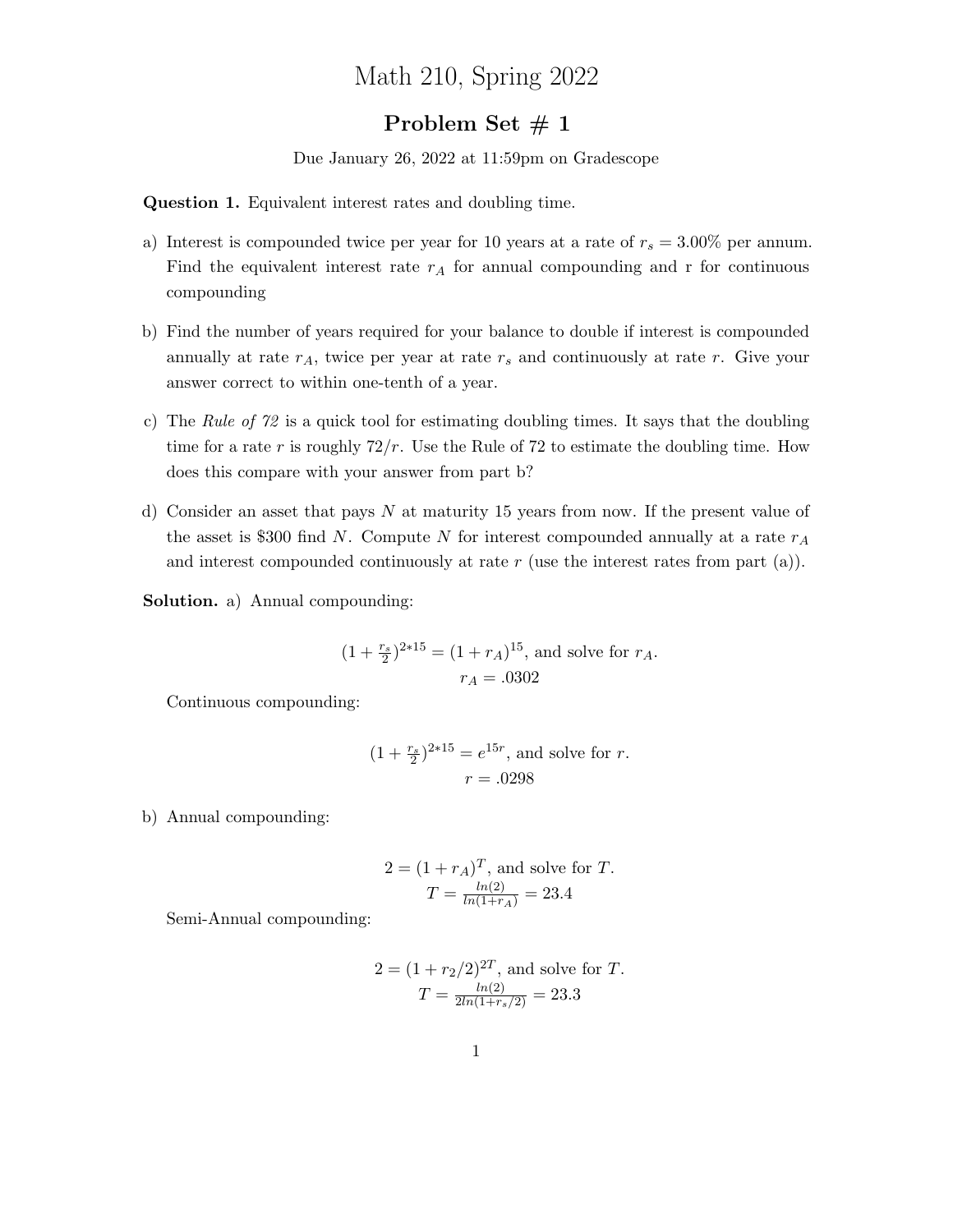# Math 210, Spring 2022

## Problem Set # 1

Due January 26, 2022 at 11:59pm on Gradescope

**Question 1.** Equivalent interest rates and doubling time.

a) Interest is compounded twice per year for 10 years at a rate of $r_s = 3.00\%$ per annum. Find the equivalent interest rate $r_A$ for annual compounding and r for continuous compounding

b) Find the number of years required for your balance to double if interest is compounded annually at rate $r_A$, twice per year at rate $r_s$ and continuously at rate $r$. Give your answer correct to within one-tenth of a year.

c) The *Rule of 72* is a quick tool for estimating doubling times. It says that the doubling time for a rate $r$ is roughly $72/r$. Use the Rule of 72 to estimate the doubling time. How does this compare with your answer from part b?

d) Consider an asset that pays $N$ at maturity 15 years from now. If the present value of the asset is \$300 find $N$. Compute $N$ for interest compounded annually at a rate $r_A$ and interest compounded continuously at rate $r$ (use the interest rates from part (a)).

**Solution.** a) Annual compounding:

$$(1 + \tfrac{r_s}{2})^{2*15} = (1 + r_A)^{15}, \text{ and solve for } r_A.$$
$$r_A = .0302$$

Continuous compounding:

$$(1 + \tfrac{r_s}{2})^{2*15} = e^{15r}, \text{ and solve for } r.$$
$$r = .0298$$

b) Annual compounding:

$$2 = (1 + r_A)^T, \text{ and solve for } T.$$
$$T = \frac{ln(2)}{ln(1+r_A)} = 23.4$$

Semi-Annual compounding:

$$2 = (1 + r_2/2)^{2T}, \text{ and solve for } T.$$
$$T = \frac{ln(2)}{2ln(1+r_s/2)} = 23.3$$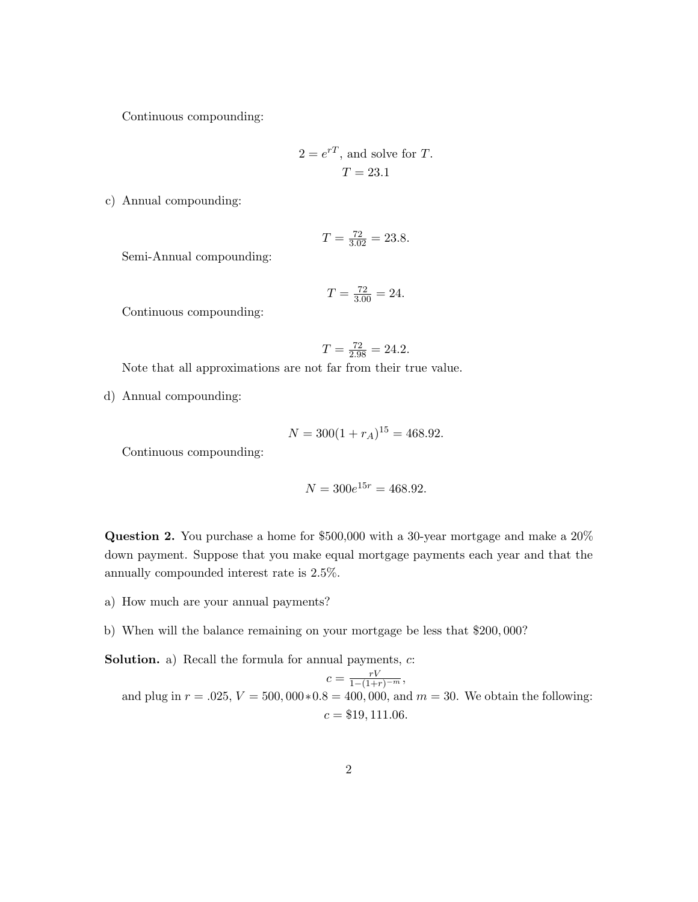Continuous compounding:

$$2 = e^{rT}, \text{ and solve for } T.$$
$$T = 23.1$$

c) Annual compounding:

$$T = \frac{72}{3.02} = 23.8.$$

Semi-Annual compounding:

$$T = \frac{72}{3.00} = 24.$$

Continuous compounding:

$$T = \frac{72}{2.98} = 24.2.$$

Note that all approximations are not far from their true value.

d) Annual compounding:

$$N = 300(1 + r_A)^{15} = 468.92.$$

Continuous compounding:

$$N = 300e^{15r} = 468.92.$$

**Question 2.** You purchase a home for \$500,000 with a 30-year mortgage and make a 20% down payment. Suppose that you make equal mortgage payments each year and that the annually compounded interest rate is 2.5%.

a) How much are your annual payments?

b) When will the balance remaining on your mortgage be less that \$200,000?

**Solution.** a) Recall the formula for annual payments, $c$:

$$c = \frac{rV}{1-(1+r)^{-m}},$$

and plug in $r = .025$, $V = 500,000 * 0.8 = 400,000$, and $m = 30$. We obtain the following:

$$c = \$19,111.06.$$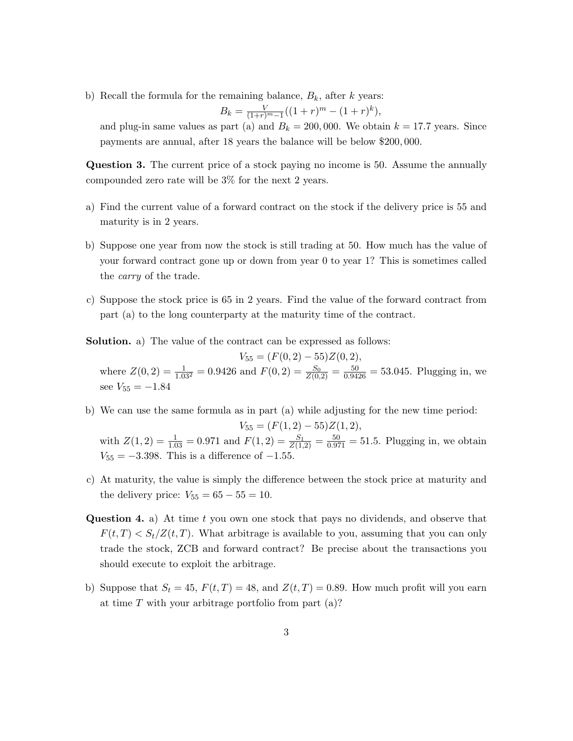b) Recall the formula for the remaining balance, $B_k$, after $k$ years:

$$B_k = \frac{V}{(1+r)^m - 1}((1+r)^m - (1+r)^k),$$

and plug-in same values as part (a) and $B_k = 200,000$. We obtain $k = 17.7$ years. Since payments are annual, after 18 years the balance will be below \$200,000.

**Question 3.** The current price of a stock paying no income is 50. Assume the annually compounded zero rate will be 3% for the next 2 years.

a) Find the current value of a forward contract on the stock if the delivery price is 55 and maturity is in 2 years.

b) Suppose one year from now the stock is still trading at 50. How much has the value of your forward contract gone up or down from year 0 to year 1? This is sometimes called the *carry* of the trade.

c) Suppose the stock price is 65 in 2 years. Find the value of the forward contract from part (a) to the long counterparty at the maturity time of the contract.

**Solution.** a) The value of the contract can be expressed as follows:

$$V_{55} = (F(0,2) - 55)Z(0,2),$$

where $Z(0,2) = \frac{1}{1.03^2} = 0.9426$ and $F(0,2) = \frac{S_0}{Z(0,2)} = \frac{50}{0.9426} = 53.045$. Plugging in, we see $V_{55} = -1.84$

b) We can use the same formula as in part (a) while adjusting for the new time period:

$$V_{55} = (F(1,2) - 55)Z(1,2),$$

with $Z(1,2) = \frac{1}{1.03} = 0.971$ and $F(1,2) = \frac{S_1}{Z(1,2)} = \frac{50}{0.971} = 51.5$. Plugging in, we obtain $V_{55} = -3.398$. This is a difference of $-1.55$.

c) At maturity, the value is simply the difference between the stock price at maturity and the delivery price: $V_{55} = 65 - 55 = 10$.

**Question 4.** a) At time $t$ you own one stock that pays no dividends, and observe that $F(t,T) < S_t/Z(t,T)$. What arbitrage is available to you, assuming that you can only trade the stock, ZCB and forward contract? Be precise about the transactions you should execute to exploit the arbitrage.

b) Suppose that $S_t = 45$, $F(t,T) = 48$, and $Z(t,T) = 0.89$. How much profit will you earn at time $T$ with your arbitrage portfolio from part (a)?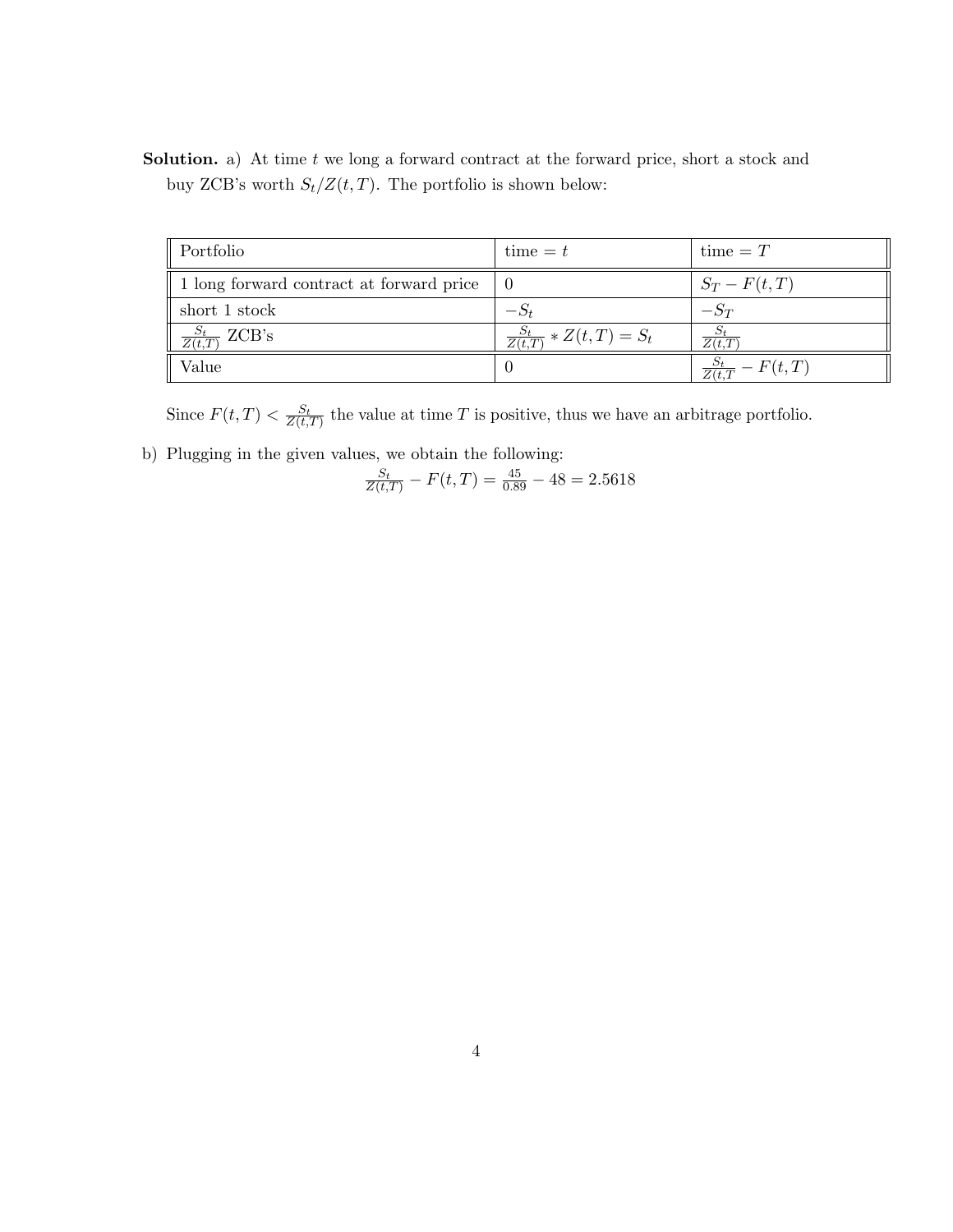**Solution.** a) At time $t$ we long a forward contract at the forward price, short a stock and buy ZCB's worth $S_t/Z(t,T)$. The portfolio is shown below:

| Portfolio | time $= t$ | time $= T$ |
|---|---|---|
| 1 long forward contract at forward price | 0 | $S_T - F(t,T)$ |
| short 1 stock | $-S_t$ | $-S_T$ |
| $\frac{S_t}{Z(t,T)}$ ZCB's | $\frac{S_t}{Z(t,T)} * Z(t,T) = S_t$ | $\frac{S_t}{Z(t,T)}$ |
| Value | 0 | $\frac{S_t}{Z(t,T} - F(t,T)$ |

Since $F(t,T) < \frac{S_t}{Z(t,T)}$ the value at time $T$ is positive, thus we have an arbitrage portfolio.

b) Plugging in the given values, we obtain the following:

$$\frac{S_t}{Z(t,T)} - F(t,T) = \frac{45}{0.89} - 48 = 2.5618$$